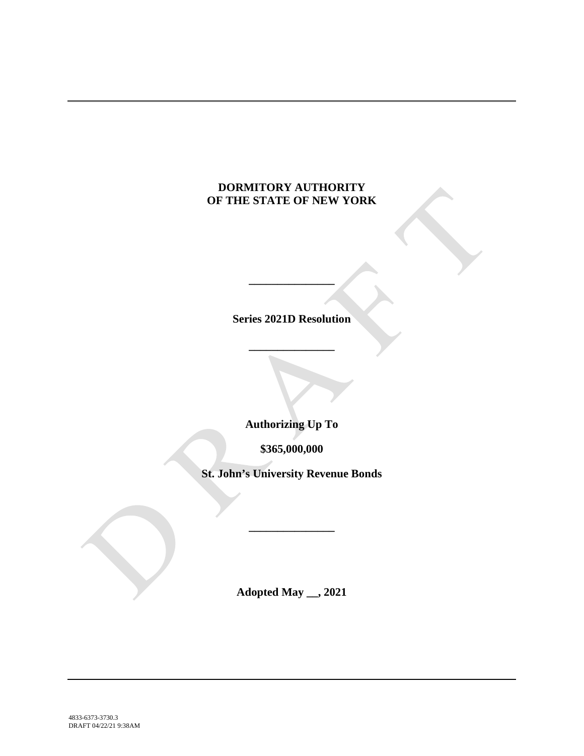**DORMITORY AUTHORITY**
**OF THE STATE OF NEW YORK**

---

**Series 2021D Resolution**

---

**Authorizing Up To**

**$365,000,000**

**St. John's University Revenue Bonds**

---

**Adopted May __, 2021**

4833-6373-3730.3
DRAFT 04/22/21 9:38AM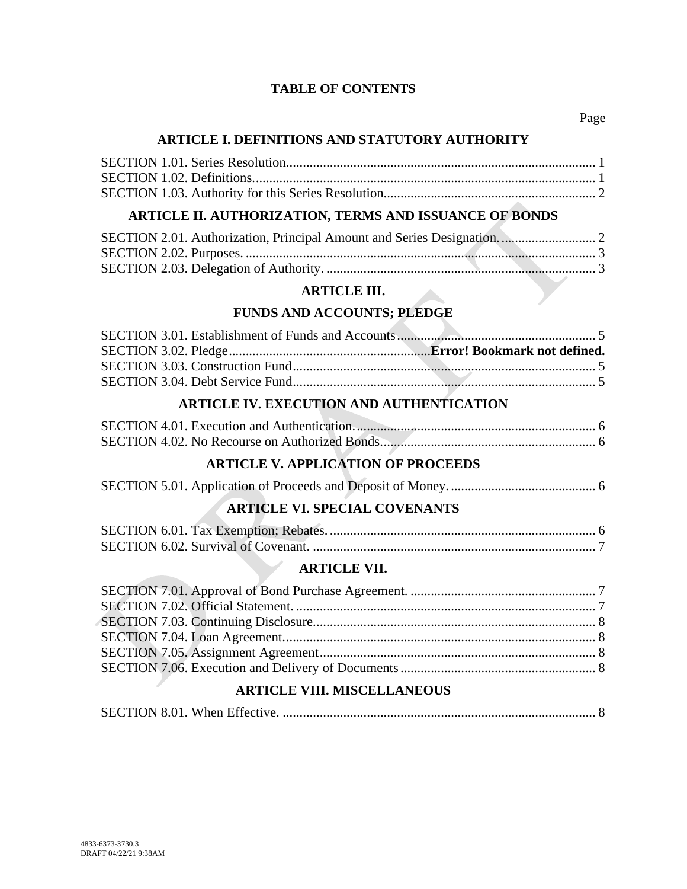# TABLE OF CONTENTS

Page

## ARTICLE I. DEFINITIONS AND STATUTORY AUTHORITY

SECTION 1.01. Series Resolution............................................................................................ 1
SECTION 1.02. Definitions...................................................................................................... 1
SECTION 1.03. Authority for this Series Resolution.............................................................. 2

## ARTICLE II. AUTHORIZATION, TERMS AND ISSUANCE OF BONDS

SECTION 2.01. Authorization, Principal Amount and Series Designation. ........................... 2
SECTION 2.02. Purposes. ........................................................................................................ 3
SECTION 2.03. Delegation of Authority. ................................................................................ 3

## ARTICLE III.

## FUNDS AND ACCOUNTS; PLEDGE

SECTION 3.01. Establishment of Funds and Accounts........................................................... 5
SECTION 3.02. Pledge............................................................**Error! Bookmark not defined.**
SECTION 3.03. Construction Fund.......................................................................................... 5
SECTION 3.04. Debt Service Fund.......................................................................................... 5

## ARTICLE IV. EXECUTION AND AUTHENTICATION

SECTION 4.01. Execution and Authentication........................................................................ 6
SECTION 4.02. No Recourse on Authorized Bonds................................................................ 6

## ARTICLE V. APPLICATION OF PROCEEDS

SECTION 5.01. Application of Proceeds and Deposit of Money. ........................................... 6

## ARTICLE VI. SPECIAL COVENANTS

SECTION 6.01. Tax Exemption; Rebates. ............................................................................... 6
SECTION 6.02. Survival of Covenant. .................................................................................... 7

## ARTICLE VII.

SECTION 7.01. Approval of Bond Purchase Agreement. ....................................................... 7
SECTION 7.02. Official Statement. ......................................................................................... 7
SECTION 7.03. Continuing Disclosure.................................................................................... 8
SECTION 7.04. Loan Agreement............................................................................................. 8
SECTION 7.05. Assignment Agreement.................................................................................. 8
SECTION 7.06. Execution and Delivery of Documents.......................................................... 8

## ARTICLE VIII. MISCELLANEOUS

SECTION 8.01. When Effective. ............................................................................................. 8

4833-6373-3730.3
DRAFT 04/22/21 9:38AM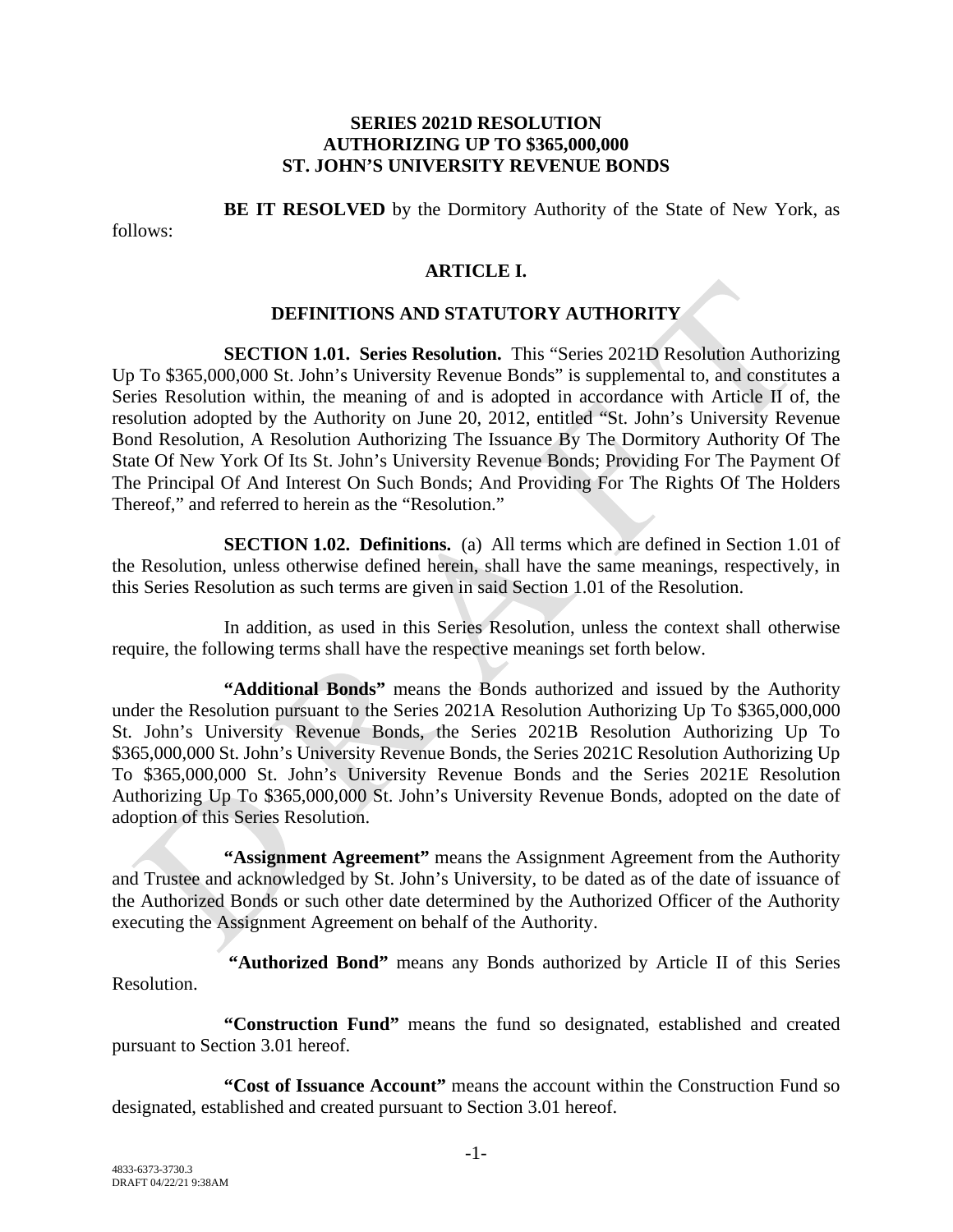**SERIES 2021D RESOLUTION AUTHORIZING UP TO $365,000,000 ST. JOHN'S UNIVERSITY REVENUE BONDS**

**BE IT RESOLVED** by the Dormitory Authority of the State of New York, as follows:

## ARTICLE I.

## DEFINITIONS AND STATUTORY AUTHORITY

**SECTION 1.01. Series Resolution.** This "Series 2021D Resolution Authorizing Up To $365,000,000 St. John's University Revenue Bonds" is supplemental to, and constitutes a Series Resolution within, the meaning of and is adopted in accordance with Article II of, the resolution adopted by the Authority on June 20, 2012, entitled "St. John's University Revenue Bond Resolution, A Resolution Authorizing The Issuance By The Dormitory Authority Of The State Of New York Of Its St. John's University Revenue Bonds; Providing For The Payment Of The Principal Of And Interest On Such Bonds; And Providing For The Rights Of The Holders Thereof," and referred to herein as the "Resolution."

**SECTION 1.02. Definitions.** (a) All terms which are defined in Section 1.01 of the Resolution, unless otherwise defined herein, shall have the same meanings, respectively, in this Series Resolution as such terms are given in said Section 1.01 of the Resolution.

In addition, as used in this Series Resolution, unless the context shall otherwise require, the following terms shall have the respective meanings set forth below.

**"Additional Bonds"** means the Bonds authorized and issued by the Authority under the Resolution pursuant to the Series 2021A Resolution Authorizing Up To $365,000,000 St. John's University Revenue Bonds, the Series 2021B Resolution Authorizing Up To $365,000,000 St. John's University Revenue Bonds, the Series 2021C Resolution Authorizing Up To $365,000,000 St. John's University Revenue Bonds and the Series 2021E Resolution Authorizing Up To $365,000,000 St. John's University Revenue Bonds, adopted on the date of adoption of this Series Resolution.

**"Assignment Agreement"** means the Assignment Agreement from the Authority and Trustee and acknowledged by St. John's University, to be dated as of the date of issuance of the Authorized Bonds or such other date determined by the Authorized Officer of the Authority executing the Assignment Agreement on behalf of the Authority.

**"Authorized Bond"** means any Bonds authorized by Article II of this Series Resolution.

**"Construction Fund"** means the fund so designated, established and created pursuant to Section 3.01 hereof.

**"Cost of Issuance Account"** means the account within the Construction Fund so designated, established and created pursuant to Section 3.01 hereof.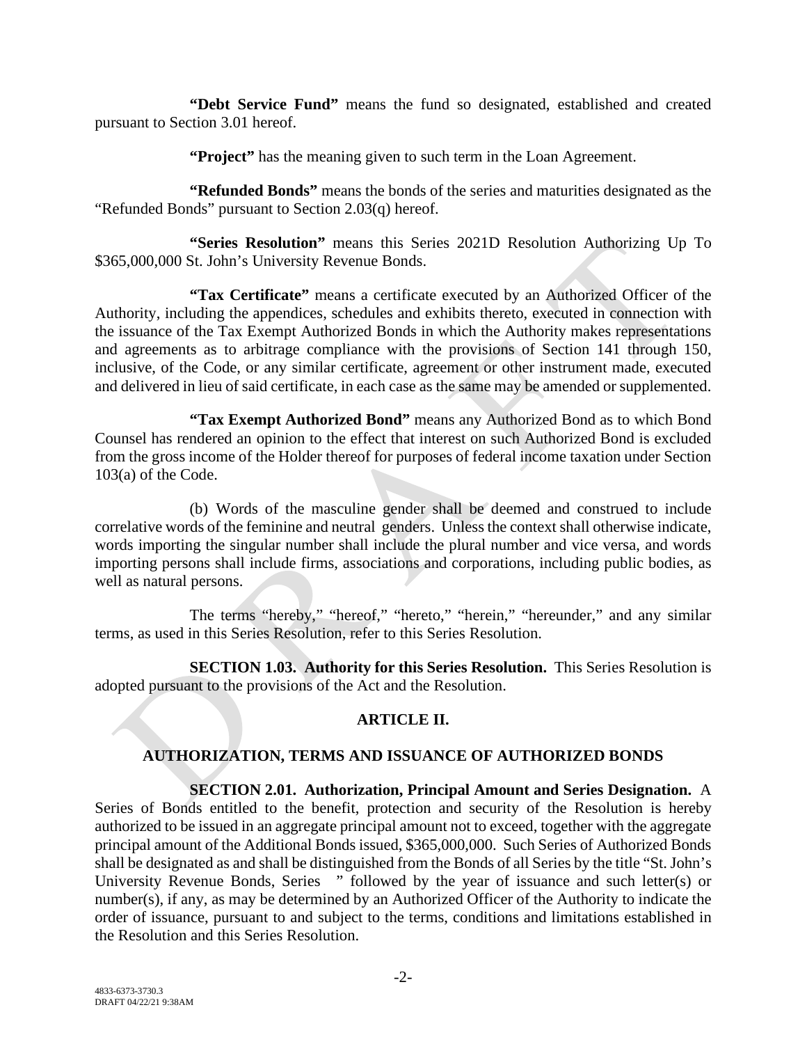**"Debt Service Fund"** means the fund so designated, established and created pursuant to Section 3.01 hereof.

**"Project"** has the meaning given to such term in the Loan Agreement.

**"Refunded Bonds"** means the bonds of the series and maturities designated as the "Refunded Bonds" pursuant to Section 2.03(q) hereof.

**"Series Resolution"** means this Series 2021D Resolution Authorizing Up To $365,000,000 St. John's University Revenue Bonds.

**"Tax Certificate"** means a certificate executed by an Authorized Officer of the Authority, including the appendices, schedules and exhibits thereto, executed in connection with the issuance of the Tax Exempt Authorized Bonds in which the Authority makes representations and agreements as to arbitrage compliance with the provisions of Section 141 through 150, inclusive, of the Code, or any similar certificate, agreement or other instrument made, executed and delivered in lieu of said certificate, in each case as the same may be amended or supplemented.

**"Tax Exempt Authorized Bond"** means any Authorized Bond as to which Bond Counsel has rendered an opinion to the effect that interest on such Authorized Bond is excluded from the gross income of the Holder thereof for purposes of federal income taxation under Section 103(a) of the Code.

(b) Words of the masculine gender shall be deemed and construed to include correlative words of the feminine and neutral genders. Unless the context shall otherwise indicate, words importing the singular number shall include the plural number and vice versa, and words importing persons shall include firms, associations and corporations, including public bodies, as well as natural persons.

The terms "hereby," "hereof," "hereto," "herein," "hereunder," and any similar terms, as used in this Series Resolution, refer to this Series Resolution.

**SECTION 1.03. Authority for this Series Resolution.** This Series Resolution is adopted pursuant to the provisions of the Act and the Resolution.

## ARTICLE II.

## AUTHORIZATION, TERMS AND ISSUANCE OF AUTHORIZED BONDS

**SECTION 2.01. Authorization, Principal Amount and Series Designation.** A Series of Bonds entitled to the benefit, protection and security of the Resolution is hereby authorized to be issued in an aggregate principal amount not to exceed, together with the aggregate principal amount of the Additional Bonds issued, $365,000,000. Such Series of Authorized Bonds shall be designated as and shall be distinguished from the Bonds of all Series by the title "St. John's University Revenue Bonds, Series " followed by the year of issuance and such letter(s) or number(s), if any, as may be determined by an Authorized Officer of the Authority to indicate the order of issuance, pursuant to and subject to the terms, conditions and limitations established in the Resolution and this Series Resolution.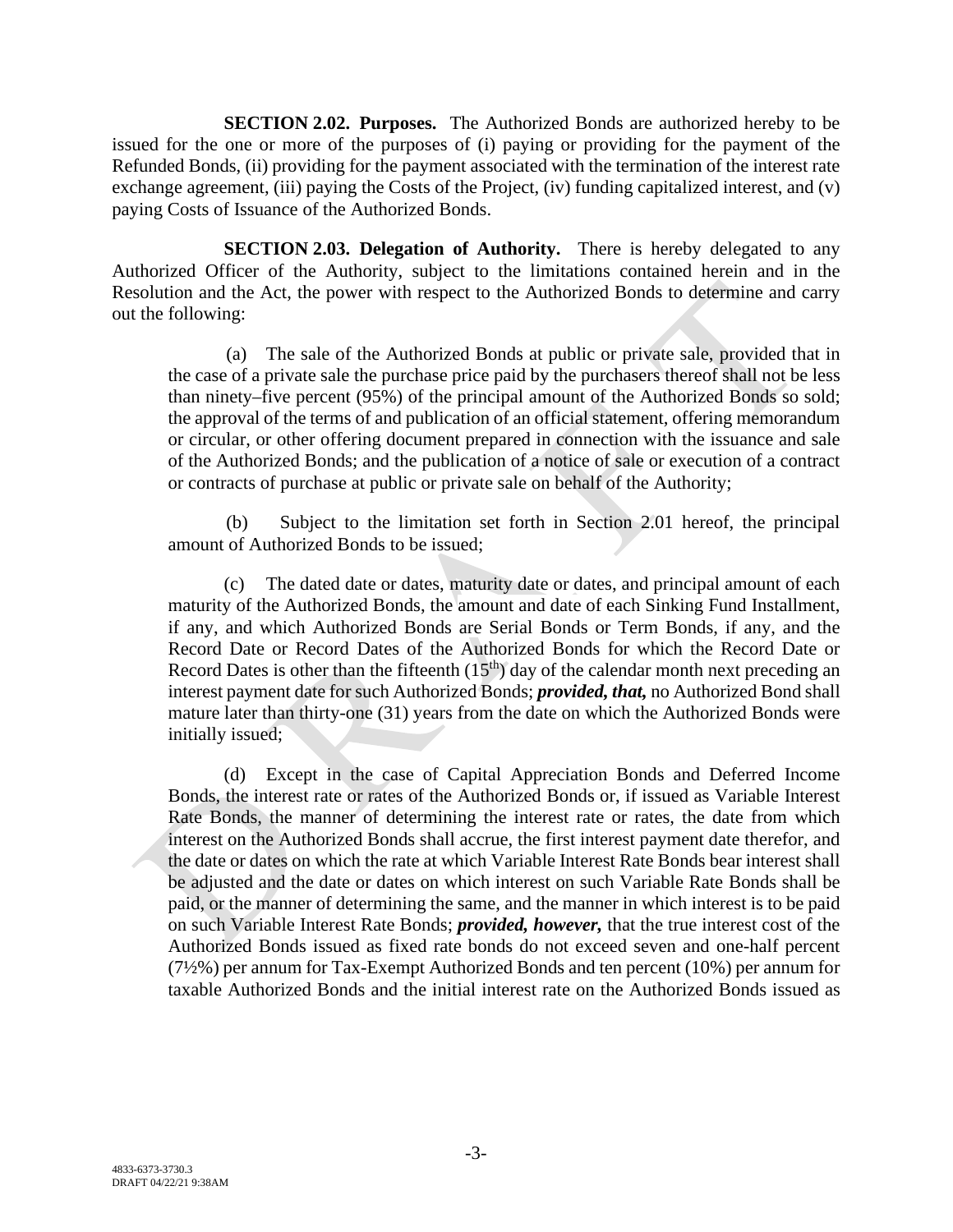**SECTION 2.02. Purposes.** The Authorized Bonds are authorized hereby to be issued for the one or more of the purposes of (i) paying or providing for the payment of the Refunded Bonds, (ii) providing for the payment associated with the termination of the interest rate exchange agreement, (iii) paying the Costs of the Project, (iv) funding capitalized interest, and (v) paying Costs of Issuance of the Authorized Bonds.

**SECTION 2.03. Delegation of Authority.** There is hereby delegated to any Authorized Officer of the Authority, subject to the limitations contained herein and in the Resolution and the Act, the power with respect to the Authorized Bonds to determine and carry out the following:

(a) The sale of the Authorized Bonds at public or private sale, provided that in the case of a private sale the purchase price paid by the purchasers thereof shall not be less than ninety–five percent (95%) of the principal amount of the Authorized Bonds so sold; the approval of the terms of and publication of an official statement, offering memorandum or circular, or other offering document prepared in connection with the issuance and sale of the Authorized Bonds; and the publication of a notice of sale or execution of a contract or contracts of purchase at public or private sale on behalf of the Authority;

(b) Subject to the limitation set forth in Section 2.01 hereof, the principal amount of Authorized Bonds to be issued;

(c) The dated date or dates, maturity date or dates, and principal amount of each maturity of the Authorized Bonds, the amount and date of each Sinking Fund Installment, if any, and which Authorized Bonds are Serial Bonds or Term Bonds, if any, and the Record Date or Record Dates of the Authorized Bonds for which the Record Date or Record Dates is other than the fifteenth (15th) day of the calendar month next preceding an interest payment date for such Authorized Bonds; ***provided, that,*** no Authorized Bond shall mature later than thirty-one (31) years from the date on which the Authorized Bonds were initially issued;

(d) Except in the case of Capital Appreciation Bonds and Deferred Income Bonds, the interest rate or rates of the Authorized Bonds or, if issued as Variable Interest Rate Bonds, the manner of determining the interest rate or rates, the date from which interest on the Authorized Bonds shall accrue, the first interest payment date therefor, and the date or dates on which the rate at which Variable Interest Rate Bonds bear interest shall be adjusted and the date or dates on which interest on such Variable Rate Bonds shall be paid, or the manner of determining the same, and the manner in which interest is to be paid on such Variable Interest Rate Bonds; ***provided, however,*** that the true interest cost of the Authorized Bonds issued as fixed rate bonds do not exceed seven and one-half percent (7½%) per annum for Tax-Exempt Authorized Bonds and ten percent (10%) per annum for taxable Authorized Bonds and the initial interest rate on the Authorized Bonds issued as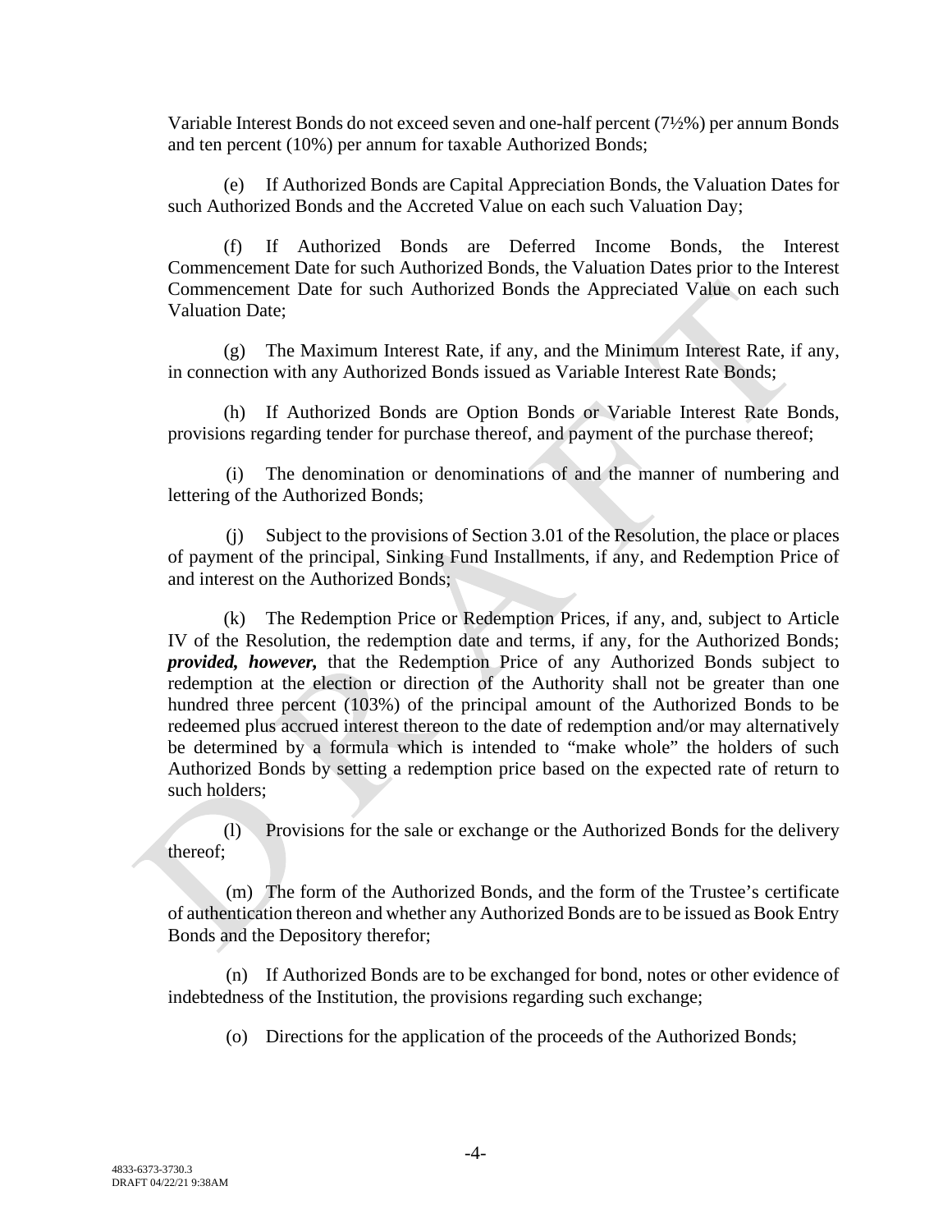Variable Interest Bonds do not exceed seven and one-half percent (7½%) per annum Bonds and ten percent (10%) per annum for taxable Authorized Bonds;

(e) If Authorized Bonds are Capital Appreciation Bonds, the Valuation Dates for such Authorized Bonds and the Accreted Value on each such Valuation Day;

(f) If Authorized Bonds are Deferred Income Bonds, the Interest Commencement Date for such Authorized Bonds, the Valuation Dates prior to the Interest Commencement Date for such Authorized Bonds the Appreciated Value on each such Valuation Date;

(g) The Maximum Interest Rate, if any, and the Minimum Interest Rate, if any, in connection with any Authorized Bonds issued as Variable Interest Rate Bonds;

(h) If Authorized Bonds are Option Bonds or Variable Interest Rate Bonds, provisions regarding tender for purchase thereof, and payment of the purchase thereof;

(i) The denomination or denominations of and the manner of numbering and lettering of the Authorized Bonds;

(j) Subject to the provisions of Section 3.01 of the Resolution, the place or places of payment of the principal, Sinking Fund Installments, if any, and Redemption Price of and interest on the Authorized Bonds;

(k) The Redemption Price or Redemption Prices, if any, and, subject to Article IV of the Resolution, the redemption date and terms, if any, for the Authorized Bonds; ***provided, however,*** that the Redemption Price of any Authorized Bonds subject to redemption at the election or direction of the Authority shall not be greater than one hundred three percent (103%) of the principal amount of the Authorized Bonds to be redeemed plus accrued interest thereon to the date of redemption and/or may alternatively be determined by a formula which is intended to "make whole" the holders of such Authorized Bonds by setting a redemption price based on the expected rate of return to such holders;

(l) Provisions for the sale or exchange or the Authorized Bonds for the delivery thereof;

(m) The form of the Authorized Bonds, and the form of the Trustee's certificate of authentication thereon and whether any Authorized Bonds are to be issued as Book Entry Bonds and the Depository therefor;

(n) If Authorized Bonds are to be exchanged for bond, notes or other evidence of indebtedness of the Institution, the provisions regarding such exchange;

(o) Directions for the application of the proceeds of the Authorized Bonds;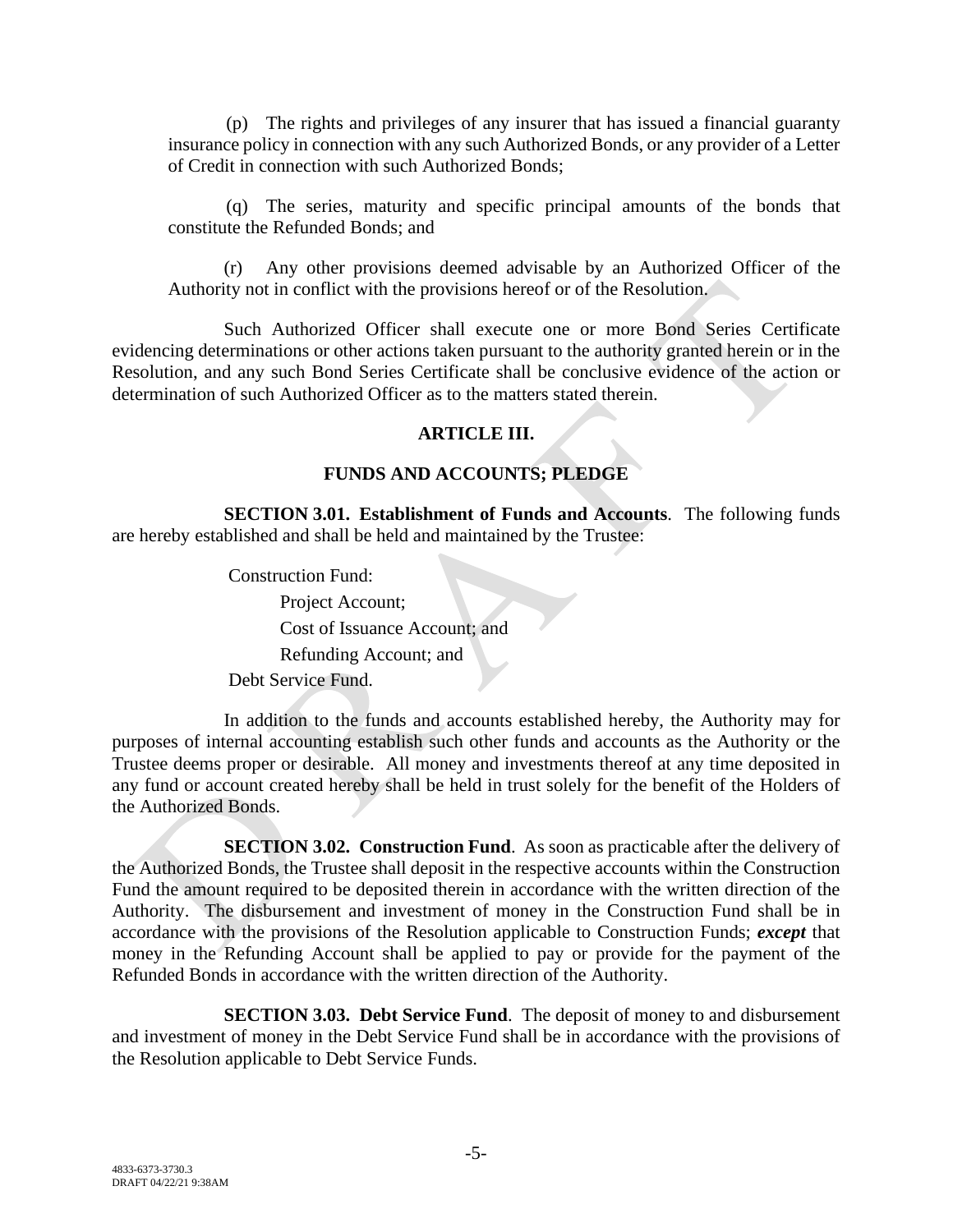(p) The rights and privileges of any insurer that has issued a financial guaranty insurance policy in connection with any such Authorized Bonds, or any provider of a Letter of Credit in connection with such Authorized Bonds;

(q) The series, maturity and specific principal amounts of the bonds that constitute the Refunded Bonds; and

(r) Any other provisions deemed advisable by an Authorized Officer of the Authority not in conflict with the provisions hereof or of the Resolution.

Such Authorized Officer shall execute one or more Bond Series Certificate evidencing determinations or other actions taken pursuant to the authority granted herein or in the Resolution, and any such Bond Series Certificate shall be conclusive evidence of the action or determination of such Authorized Officer as to the matters stated therein.

## ARTICLE III.

## FUNDS AND ACCOUNTS; PLEDGE

**SECTION 3.01. Establishment of Funds and Accounts**. The following funds are hereby established and shall be held and maintained by the Trustee:

Construction Fund:

Project Account;

Cost of Issuance Account; and

Refunding Account; and

Debt Service Fund.

In addition to the funds and accounts established hereby, the Authority may for purposes of internal accounting establish such other funds and accounts as the Authority or the Trustee deems proper or desirable. All money and investments thereof at any time deposited in any fund or account created hereby shall be held in trust solely for the benefit of the Holders of the Authorized Bonds.

**SECTION 3.02. Construction Fund**. As soon as practicable after the delivery of the Authorized Bonds, the Trustee shall deposit in the respective accounts within the Construction Fund the amount required to be deposited therein in accordance with the written direction of the Authority. The disbursement and investment of money in the Construction Fund shall be in accordance with the provisions of the Resolution applicable to Construction Funds; ***except*** that money in the Refunding Account shall be applied to pay or provide for the payment of the Refunded Bonds in accordance with the written direction of the Authority.

**SECTION 3.03. Debt Service Fund**. The deposit of money to and disbursement and investment of money in the Debt Service Fund shall be in accordance with the provisions of the Resolution applicable to Debt Service Funds.

4833-6373-3730.3
DRAFT 04/22/21 9:38AM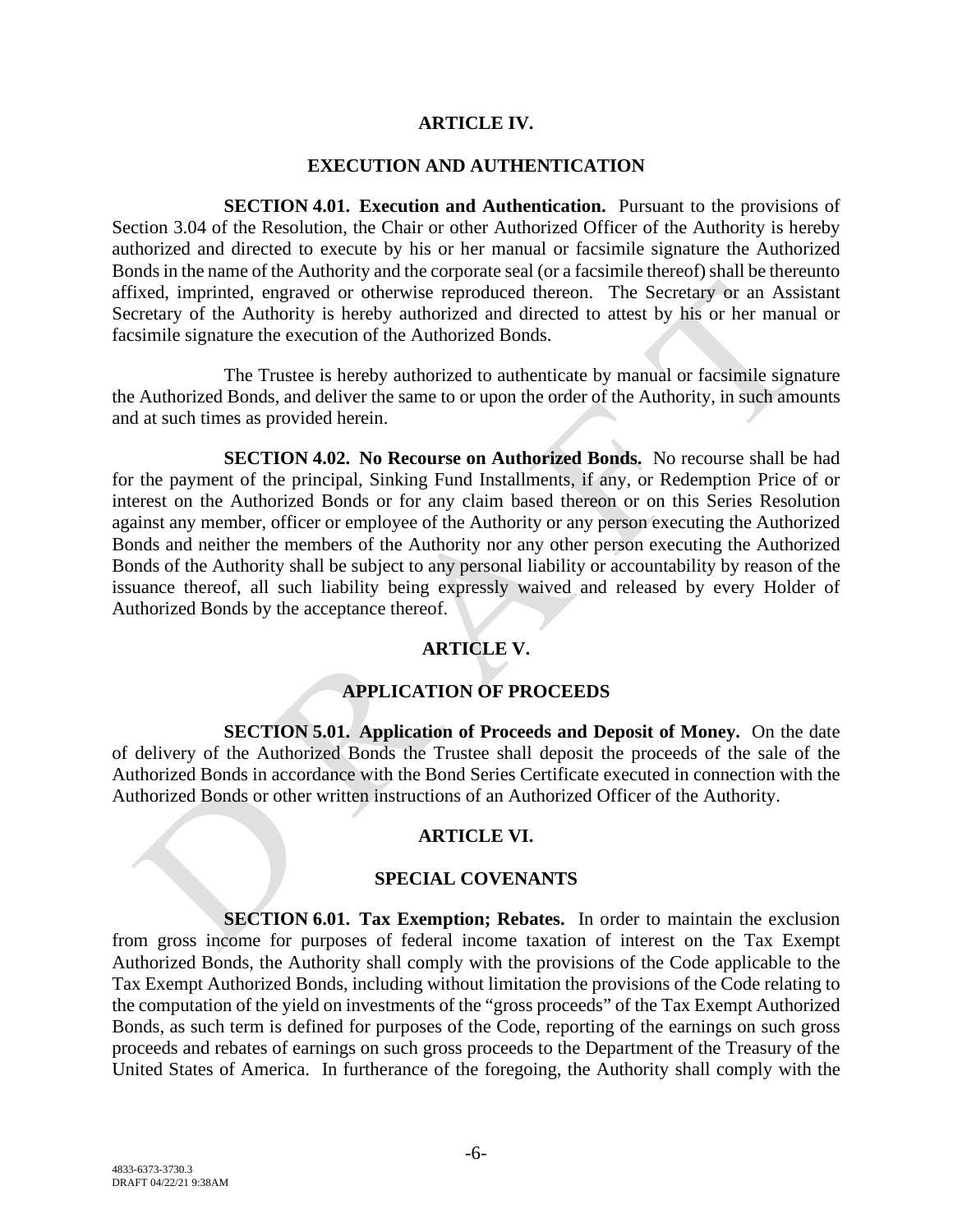## ARTICLE IV.

## EXECUTION AND AUTHENTICATION

**SECTION 4.01. Execution and Authentication.** Pursuant to the provisions of Section 3.04 of the Resolution, the Chair or other Authorized Officer of the Authority is hereby authorized and directed to execute by his or her manual or facsimile signature the Authorized Bonds in the name of the Authority and the corporate seal (or a facsimile thereof) shall be thereunto affixed, imprinted, engraved or otherwise reproduced thereon. The Secretary or an Assistant Secretary of the Authority is hereby authorized and directed to attest by his or her manual or facsimile signature the execution of the Authorized Bonds.

The Trustee is hereby authorized to authenticate by manual or facsimile signature the Authorized Bonds, and deliver the same to or upon the order of the Authority, in such amounts and at such times as provided herein.

**SECTION 4.02. No Recourse on Authorized Bonds.** No recourse shall be had for the payment of the principal, Sinking Fund Installments, if any, or Redemption Price of or interest on the Authorized Bonds or for any claim based thereon or on this Series Resolution against any member, officer or employee of the Authority or any person executing the Authorized Bonds and neither the members of the Authority nor any other person executing the Authorized Bonds of the Authority shall be subject to any personal liability or accountability by reason of the issuance thereof, all such liability being expressly waived and released by every Holder of Authorized Bonds by the acceptance thereof.

## ARTICLE V.

## APPLICATION OF PROCEEDS

**SECTION 5.01. Application of Proceeds and Deposit of Money.** On the date of delivery of the Authorized Bonds the Trustee shall deposit the proceeds of the sale of the Authorized Bonds in accordance with the Bond Series Certificate executed in connection with the Authorized Bonds or other written instructions of an Authorized Officer of the Authority.

## ARTICLE VI.

## SPECIAL COVENANTS

**SECTION 6.01. Tax Exemption; Rebates.** In order to maintain the exclusion from gross income for purposes of federal income taxation of interest on the Tax Exempt Authorized Bonds, the Authority shall comply with the provisions of the Code applicable to the Tax Exempt Authorized Bonds, including without limitation the provisions of the Code relating to the computation of the yield on investments of the "gross proceeds" of the Tax Exempt Authorized Bonds, as such term is defined for purposes of the Code, reporting of the earnings on such gross proceeds and rebates of earnings on such gross proceeds to the Department of the Treasury of the United States of America. In furtherance of the foregoing, the Authority shall comply with the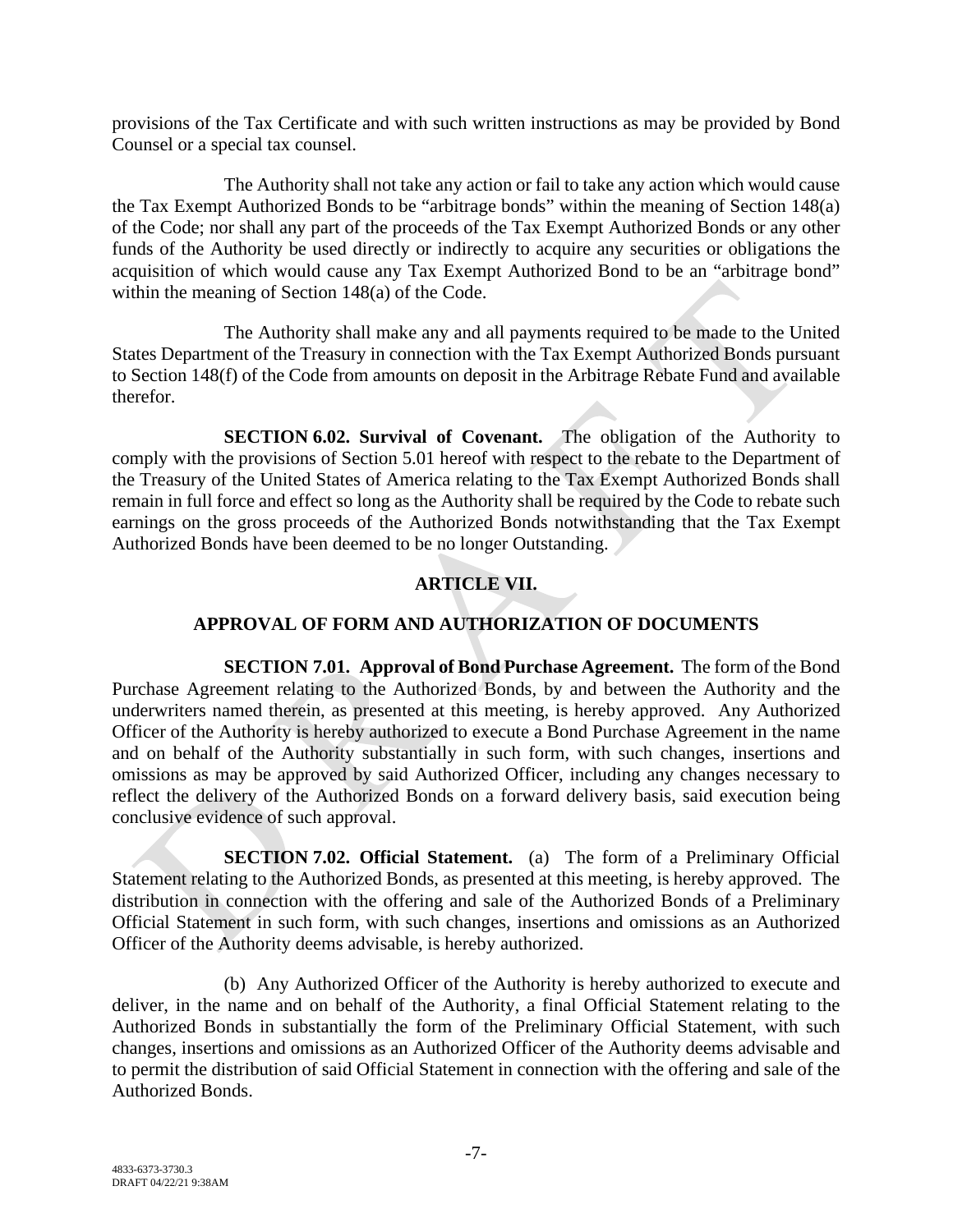provisions of the Tax Certificate and with such written instructions as may be provided by Bond Counsel or a special tax counsel.

The Authority shall not take any action or fail to take any action which would cause the Tax Exempt Authorized Bonds to be "arbitrage bonds" within the meaning of Section 148(a) of the Code; nor shall any part of the proceeds of the Tax Exempt Authorized Bonds or any other funds of the Authority be used directly or indirectly to acquire any securities or obligations the acquisition of which would cause any Tax Exempt Authorized Bond to be an "arbitrage bond" within the meaning of Section 148(a) of the Code.

The Authority shall make any and all payments required to be made to the United States Department of the Treasury in connection with the Tax Exempt Authorized Bonds pursuant to Section 148(f) of the Code from amounts on deposit in the Arbitrage Rebate Fund and available therefor.

**SECTION 6.02. Survival of Covenant.** The obligation of the Authority to comply with the provisions of Section 5.01 hereof with respect to the rebate to the Department of the Treasury of the United States of America relating to the Tax Exempt Authorized Bonds shall remain in full force and effect so long as the Authority shall be required by the Code to rebate such earnings on the gross proceeds of the Authorized Bonds notwithstanding that the Tax Exempt Authorized Bonds have been deemed to be no longer Outstanding.

## ARTICLE VII.

## APPROVAL OF FORM AND AUTHORIZATION OF DOCUMENTS

**SECTION 7.01. Approval of Bond Purchase Agreement.** The form of the Bond Purchase Agreement relating to the Authorized Bonds, by and between the Authority and the underwriters named therein, as presented at this meeting, is hereby approved. Any Authorized Officer of the Authority is hereby authorized to execute a Bond Purchase Agreement in the name and on behalf of the Authority substantially in such form, with such changes, insertions and omissions as may be approved by said Authorized Officer, including any changes necessary to reflect the delivery of the Authorized Bonds on a forward delivery basis, said execution being conclusive evidence of such approval.

**SECTION 7.02. Official Statement.** (a) The form of a Preliminary Official Statement relating to the Authorized Bonds, as presented at this meeting, is hereby approved. The distribution in connection with the offering and sale of the Authorized Bonds of a Preliminary Official Statement in such form, with such changes, insertions and omissions as an Authorized Officer of the Authority deems advisable, is hereby authorized.

(b) Any Authorized Officer of the Authority is hereby authorized to execute and deliver, in the name and on behalf of the Authority, a final Official Statement relating to the Authorized Bonds in substantially the form of the Preliminary Official Statement, with such changes, insertions and omissions as an Authorized Officer of the Authority deems advisable and to permit the distribution of said Official Statement in connection with the offering and sale of the Authorized Bonds.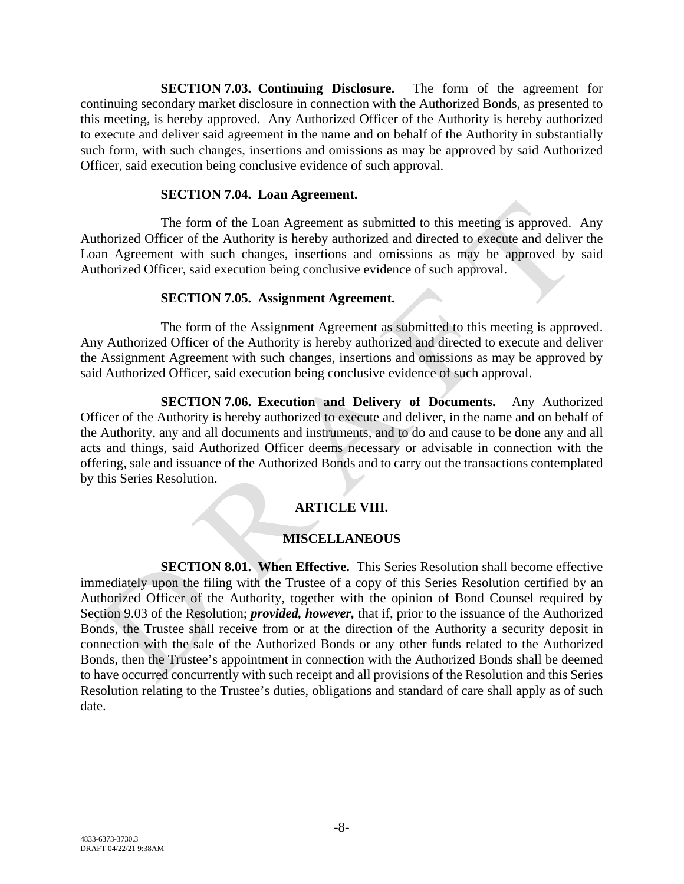**SECTION 7.03. Continuing Disclosure.** The form of the agreement for continuing secondary market disclosure in connection with the Authorized Bonds, as presented to this meeting, is hereby approved. Any Authorized Officer of the Authority is hereby authorized to execute and deliver said agreement in the name and on behalf of the Authority in substantially such form, with such changes, insertions and omissions as may be approved by said Authorized Officer, said execution being conclusive evidence of such approval.

**SECTION 7.04. Loan Agreement.**

The form of the Loan Agreement as submitted to this meeting is approved. Any Authorized Officer of the Authority is hereby authorized and directed to execute and deliver the Loan Agreement with such changes, insertions and omissions as may be approved by said Authorized Officer, said execution being conclusive evidence of such approval.

**SECTION 7.05. Assignment Agreement.**

The form of the Assignment Agreement as submitted to this meeting is approved. Any Authorized Officer of the Authority is hereby authorized and directed to execute and deliver the Assignment Agreement with such changes, insertions and omissions as may be approved by said Authorized Officer, said execution being conclusive evidence of such approval.

**SECTION 7.06. Execution and Delivery of Documents.** Any Authorized Officer of the Authority is hereby authorized to execute and deliver, in the name and on behalf of the Authority, any and all documents and instruments, and to do and cause to be done any and all acts and things, said Authorized Officer deems necessary or advisable in connection with the offering, sale and issuance of the Authorized Bonds and to carry out the transactions contemplated by this Series Resolution.

## ARTICLE VIII.

## MISCELLANEOUS

**SECTION 8.01. When Effective.** This Series Resolution shall become effective immediately upon the filing with the Trustee of a copy of this Series Resolution certified by an Authorized Officer of the Authority, together with the opinion of Bond Counsel required by Section 9.03 of the Resolution; ***provided, however,*** that if, prior to the issuance of the Authorized Bonds, the Trustee shall receive from or at the direction of the Authority a security deposit in connection with the sale of the Authorized Bonds or any other funds related to the Authorized Bonds, then the Trustee's appointment in connection with the Authorized Bonds shall be deemed to have occurred concurrently with such receipt and all provisions of the Resolution and this Series Resolution relating to the Trustee's duties, obligations and standard of care shall apply as of such date.

4833-6373-3730.3
DRAFT 04/22/21 9:38AM